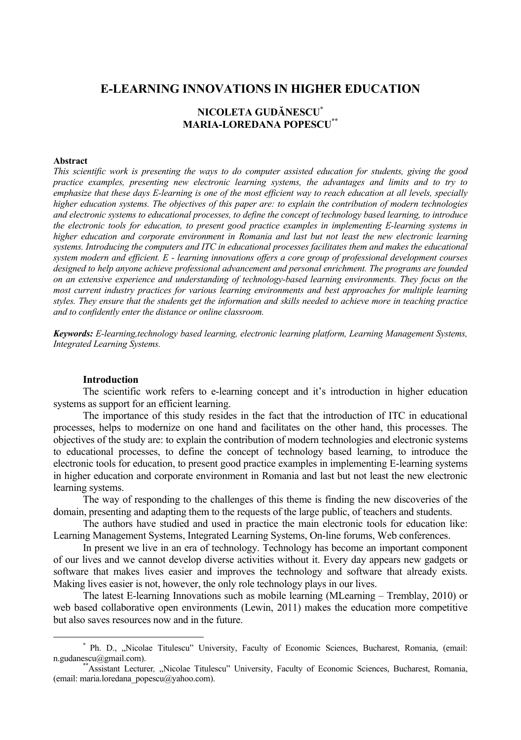# E-LEARNING INNOVATIONS IN HIGHER EDUCATION

**NICOLETA GUDĂNESCU[*]**
**MARIA-LOREDANA POPESCU[**]**

**Abstract**

*This scientific work is presenting the ways to do computer assisted education for students, giving the good practice examples, presenting new electronic learning systems, the advantages and limits and to try to emphasize that these days E-learning is one of the most efficient way to reach education at all levels, specially higher education systems. The objectives of this paper are: to explain the contribution of modern technologies and electronic systems to educational processes, to define the concept of technology based learning, to introduce the electronic tools for education, to present good practice examples in implementing E-learning systems in higher education and corporate environment in Romania and last but not least the new electronic learning systems. Introducing the computers and ITC in educational processes facilitates them and makes the educational system modern and efficient. E - learning innovations offers a core group of professional development courses designed to help anyone achieve professional advancement and personal enrichment. The programs are founded on an extensive experience and understanding of technology-based learning environments. They focus on the most current industry practices for various learning environments and best approaches for multiple learning styles. They ensure that the students get the information and skills needed to achieve more in teaching practice and to confidently enter the distance or online classroom.*

***Keywords:*** *E-learning,technology based learning, electronic learning platform, Learning Management Systems, Integrated Learning Systems.*

## Introduction

The scientific work refers to e-learning concept and it's introduction in higher education systems as support for an efficient learning.

The importance of this study resides in the fact that the introduction of ITC in educational processes, helps to modernize on one hand and facilitates on the other hand, this processes. The objectives of the study are: to explain the contribution of modern technologies and electronic systems to educational processes, to define the concept of technology based learning, to introduce the electronic tools for education, to present good practice examples in implementing E-learning systems in higher education and corporate environment in Romania and last but not least the new electronic learning systems.

The way of responding to the challenges of this theme is finding the new discoveries of the domain, presenting and adapting them to the requests of the large public, of teachers and students.

The authors have studied and used in practice the main electronic tools for education like: Learning Management Systems, Integrated Learning Systems, On-line forums, Web conferences.

In present we live in an era of technology. Technology has become an important component of our lives and we cannot develop diverse activities without it. Every day appears new gadgets or software that makes lives easier and improves the technology and software that already exists. Making lives easier is not, however, the only role technology plays in our lives.

The latest E-learning Innovations such as mobile learning (MLearning – Tremblay, 2010) or web based collaborative open environments (Lewin, 2011) makes the education more competitive but also saves resources now and in the future.

---

[*] Ph. D., „Nicolae Titulescu" University, Faculty of Economic Sciences, Bucharest, Romania, (email: n.gudanescu@gmail.com).

[**] Assistant Lecturer, „Nicolae Titulescu" University, Faculty of Economic Sciences, Bucharest, Romania, (email: maria.loredana_popescu@yahoo.com).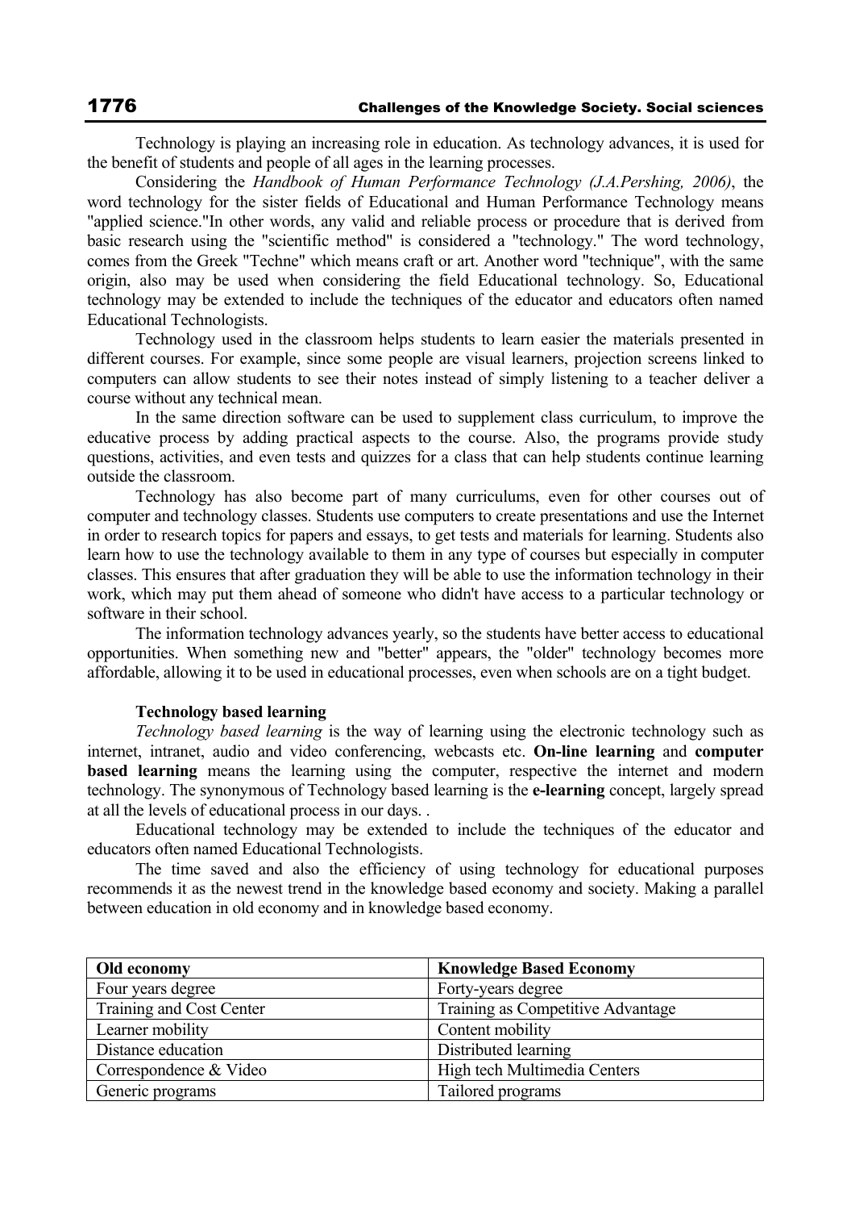Technology is playing an increasing role in education. As technology advances, it is used for the benefit of students and people of all ages in the learning processes.

Considering the *Handbook of Human Performance Technology (J.A.Pershing, 2006)*, the word technology for the sister fields of Educational and Human Performance Technology means "applied science."In other words, any valid and reliable process or procedure that is derived from basic research using the "scientific method" is considered a "technology." The word technology, comes from the Greek "Techne" which means craft or art. Another word "technique", with the same origin, also may be used when considering the field Educational technology. So, Educational technology may be extended to include the techniques of the educator and educators often named Educational Technologists.

Technology used in the classroom helps students to learn easier the materials presented in different courses. For example, since some people are visual learners, projection screens linked to computers can allow students to see their notes instead of simply listening to a teacher deliver a course without any technical mean.

In the same direction software can be used to supplement class curriculum, to improve the educative process by adding practical aspects to the course. Also, the programs provide study questions, activities, and even tests and quizzes for a class that can help students continue learning outside the classroom.

Technology has also become part of many curriculums, even for other courses out of computer and technology classes. Students use computers to create presentations and use the Internet in order to research topics for papers and essays, to get tests and materials for learning. Students also learn how to use the technology available to them in any type of courses but especially in computer classes. This ensures that after graduation they will be able to use the information technology in their work, which may put them ahead of someone who didn't have access to a particular technology or software in their school.

The information technology advances yearly, so the students have better access to educational opportunities. When something new and "better" appears, the "older" technology becomes more affordable, allowing it to be used in educational processes, even when schools are on a tight budget.

### Technology based learning

*Technology based learning* is the way of learning using the electronic technology such as internet, intranet, audio and video conferencing, webcasts etc. **On-line learning** and **computer based learning** means the learning using the computer, respective the internet and modern technology. The synonymous of Technology based learning is the **e-learning** concept, largely spread at all the levels of educational process in our days. .

Educational technology may be extended to include the techniques of the educator and educators often named Educational Technologists.

The time saved and also the efficiency of using technology for educational purposes recommends it as the newest trend in the knowledge based economy and society. Making a parallel between education in old economy and in knowledge based economy.

| Old economy | Knowledge Based Economy |
|---|---|
| Four years degree | Forty-years degree |
| Training and Cost Center | Training as Competitive Advantage |
| Learner mobility | Content mobility |
| Distance education | Distributed learning |
| Correspondence & Video | High tech Multimedia Centers |
| Generic programs | Tailored programs |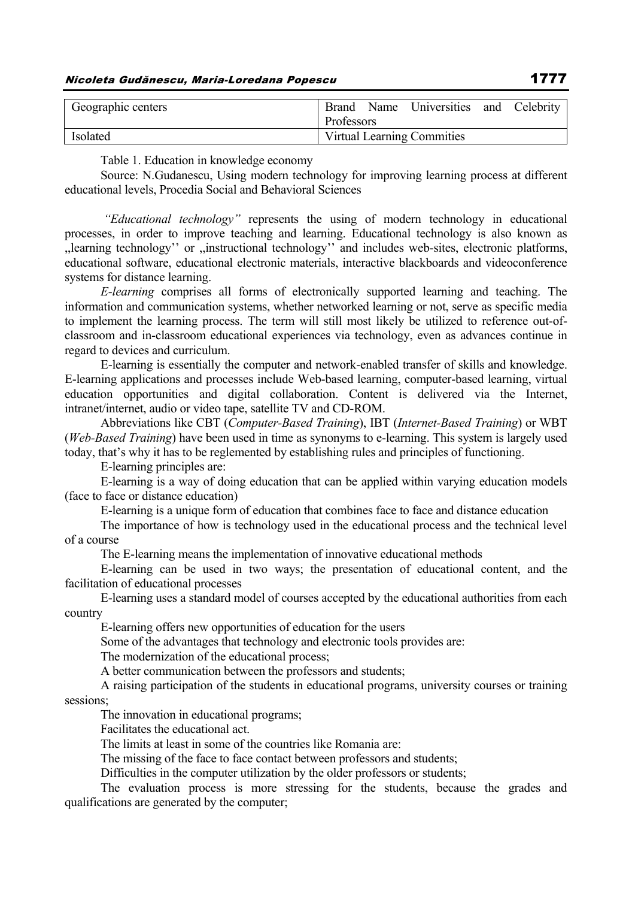| | |
|---|---|
| Geographic centers | Brand Name Universities and Celebrity Professors |
| Isolated | Virtual Learning Commities |

Table 1. Education in knowledge economy

Source: N.Gudanescu, Using modern technology for improving learning process at different educational levels, Procedia Social and Behavioral Sciences

*"Educational technology"* represents the using of modern technology in educational processes, in order to improve teaching and learning. Educational technology is also known as „learning technology'' or „instructional technology'' and includes web-sites, electronic platforms, educational software, educational electronic materials, interactive blackboards and videoconference systems for distance learning.

*E-learning* comprises all forms of electronically supported learning and teaching. The information and communication systems, whether networked learning or not, serve as specific media to implement the learning process. The term will still most likely be utilized to reference out-of-classroom and in-classroom educational experiences via technology, even as advances continue in regard to devices and curriculum.

E-learning is essentially the computer and network-enabled transfer of skills and knowledge. E-learning applications and processes include Web-based learning, computer-based learning, virtual education opportunities and digital collaboration. Content is delivered via the Internet, intranet/internet, audio or video tape, satellite TV and CD-ROM.

Abbreviations like CBT (*Computer-Based Training*), IBT (*Internet-Based Training*) or WBT (*Web-Based Training*) have been used in time as synonyms to e-learning. This system is largely used today, that's why it has to be reglemented by establishing rules and principles of functioning.

E-learning principles are:

E-learning is a way of doing education that can be applied within varying education models (face to face or distance education)

E-learning is a unique form of education that combines face to face and distance education

The importance of how is technology used in the educational process and the technical level of a course

The E-learning means the implementation of innovative educational methods

E-learning can be used in two ways; the presentation of educational content, and the facilitation of educational processes

E-learning uses a standard model of courses accepted by the educational authorities from each country

E-learning offers new opportunities of education for the users

Some of the advantages that technology and electronic tools provides are:

The modernization of the educational process;

A better communication between the professors and students;

A raising participation of the students in educational programs, university courses or training sessions;

The innovation in educational programs;

Facilitates the educational act.

The limits at least in some of the countries like Romania are:

The missing of the face to face contact between professors and students;

Difficulties in the computer utilization by the older professors or students;

The evaluation process is more stressing for the students, because the grades and qualifications are generated by the computer;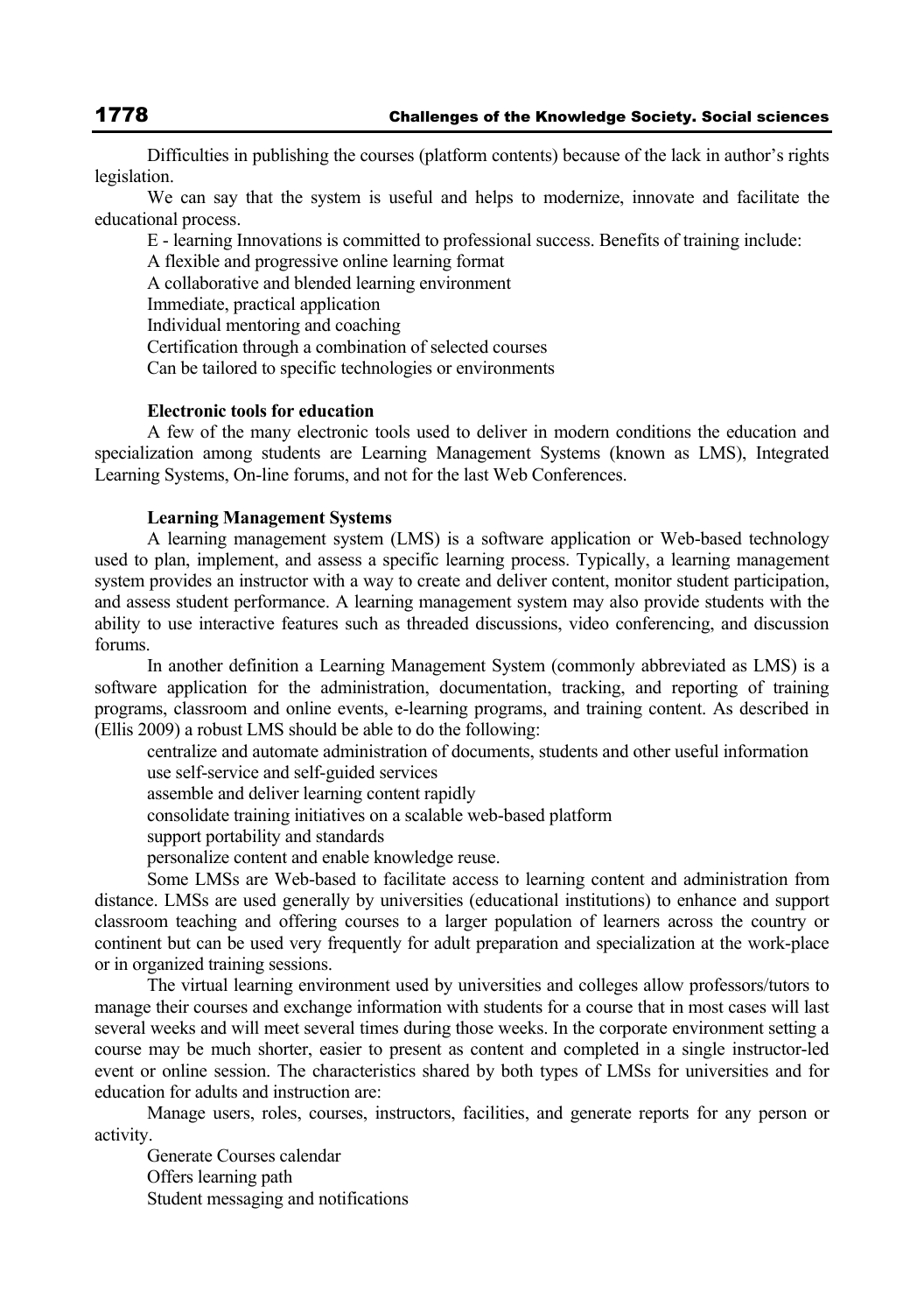Difficulties in publishing the courses (platform contents) because of the lack in author's rights legislation.

We can say that the system is useful and helps to modernize, innovate and facilitate the educational process.

E - learning Innovations is committed to professional success. Benefits of training include:

A flexible and progressive online learning format

A collaborative and blended learning environment

Immediate, practical application

Individual mentoring and coaching

Certification through a combination of selected courses

Can be tailored to specific technologies or environments

**Electronic tools for education**

A few of the many electronic tools used to deliver in modern conditions the education and specialization among students are Learning Management Systems (known as LMS), Integrated Learning Systems, On-line forums, and not for the last Web Conferences.

**Learning Management Systems**

A learning management system (LMS) is a software application or Web-based technology used to plan, implement, and assess a specific learning process. Typically, a learning management system provides an instructor with a way to create and deliver content, monitor student participation, and assess student performance. A learning management system may also provide students with the ability to use interactive features such as threaded discussions, video conferencing, and discussion forums.

In another definition a Learning Management System (commonly abbreviated as LMS) is a software application for the administration, documentation, tracking, and reporting of training programs, classroom and online events, e-learning programs, and training content. As described in (Ellis 2009) a robust LMS should be able to do the following:

centralize and automate administration of documents, students and other useful information

use self-service and self-guided services

assemble and deliver learning content rapidly

consolidate training initiatives on a scalable web-based platform

support portability and standards

personalize content and enable knowledge reuse.

Some LMSs are Web-based to facilitate access to learning content and administration from distance. LMSs are used generally by universities (educational institutions) to enhance and support classroom teaching and offering courses to a larger population of learners across the country or continent but can be used very frequently for adult preparation and specialization at the work-place or in organized training sessions.

The virtual learning environment used by universities and colleges allow professors/tutors to manage their courses and exchange information with students for a course that in most cases will last several weeks and will meet several times during those weeks. In the corporate environment setting a course may be much shorter, easier to present as content and completed in a single instructor-led event or online session. The characteristics shared by both types of LMSs for universities and for education for adults and instruction are:

Manage users, roles, courses, instructors, facilities, and generate reports for any person or activity.

Generate Courses calendar

Offers learning path

Student messaging and notifications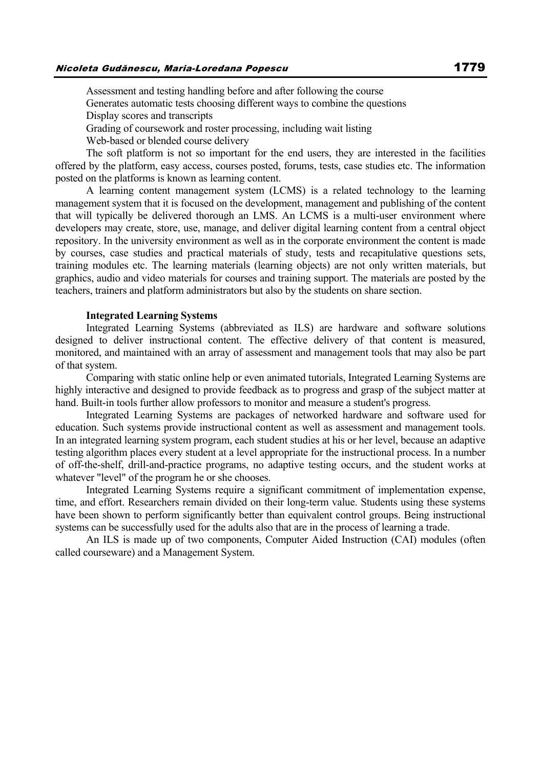Assessment and testing handling before and after following the course

Generates automatic tests choosing different ways to combine the questions

Display scores and transcripts

Grading of coursework and roster processing, including wait listing

Web-based or blended course delivery

The soft platform is not so important for the end users, they are interested in the facilities offered by the platform, easy access, courses posted, forums, tests, case studies etc. The information posted on the platforms is known as learning content.

A learning content management system (LCMS) is a related technology to the learning management system that it is focused on the development, management and publishing of the content that will typically be delivered thorough an LMS. An LCMS is a multi-user environment where developers may create, store, use, manage, and deliver digital learning content from a central object repository. In the university environment as well as in the corporate environment the content is made by courses, case studies and practical materials of study, tests and recapitulative questions sets, training modules etc. The learning materials (learning objects) are not only written materials, but graphics, audio and video materials for courses and training support. The materials are posted by the teachers, trainers and platform administrators but also by the students on share section.

**Integrated Learning Systems**

Integrated Learning Systems (abbreviated as ILS) are hardware and software solutions designed to deliver instructional content. The effective delivery of that content is measured, monitored, and maintained with an array of assessment and management tools that may also be part of that system.

Comparing with static online help or even animated tutorials, Integrated Learning Systems are highly interactive and designed to provide feedback as to progress and grasp of the subject matter at hand. Built-in tools further allow professors to monitor and measure a student's progress.

Integrated Learning Systems are packages of networked hardware and software used for education. Such systems provide instructional content as well as assessment and management tools. In an integrated learning system program, each student studies at his or her level, because an adaptive testing algorithm places every student at a level appropriate for the instructional process. In a number of off-the-shelf, drill-and-practice programs, no adaptive testing occurs, and the student works at whatever "level" of the program he or she chooses.

Integrated Learning Systems require a significant commitment of implementation expense, time, and effort. Researchers remain divided on their long-term value. Students using these systems have been shown to perform significantly better than equivalent control groups. Being instructional systems can be successfully used for the adults also that are in the process of learning a trade.

An ILS is made up of two components, Computer Aided Instruction (CAI) modules (often called courseware) and a Management System.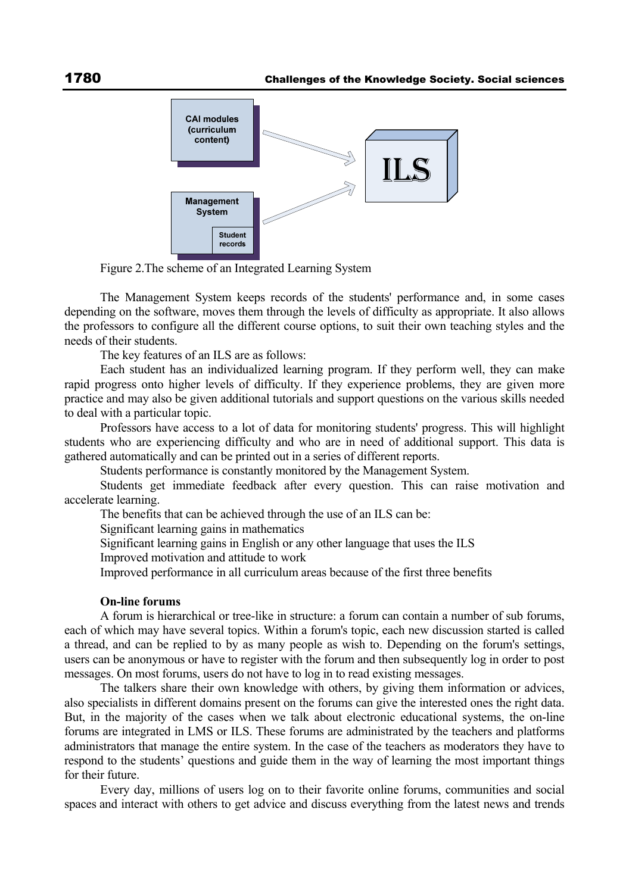CAI modules (curriculum content)

Management System

Student records

ILS

Figure 2.The scheme of an Integrated Learning System

The Management System keeps records of the students' performance and, in some cases depending on the software, moves them through the levels of difficulty as appropriate. It also allows the professors to configure all the different course options, to suit their own teaching styles and the needs of their students.

The key features of an ILS are as follows:

Each student has an individualized learning program. If they perform well, they can make rapid progress onto higher levels of difficulty. If they experience problems, they are given more practice and may also be given additional tutorials and support questions on the various skills needed to deal with a particular topic.

Professors have access to a lot of data for monitoring students' progress. This will highlight students who are experiencing difficulty and who are in need of additional support. This data is gathered automatically and can be printed out in a series of different reports.

Students performance is constantly monitored by the Management System.

Students get immediate feedback after every question. This can raise motivation and accelerate learning.

The benefits that can be achieved through the use of an ILS can be:

Significant learning gains in mathematics

Significant learning gains in English or any other language that uses the ILS

Improved motivation and attitude to work

Improved performance in all curriculum areas because of the first three benefits

**On-line forums**

A forum is hierarchical or tree-like in structure: a forum can contain a number of sub forums, each of which may have several topics. Within a forum's topic, each new discussion started is called a thread, and can be replied to by as many people as wish to. Depending on the forum's settings, users can be anonymous or have to register with the forum and then subsequently log in order to post messages. On most forums, users do not have to log in to read existing messages.

The talkers share their own knowledge with others, by giving them information or advices, also specialists in different domains present on the forums can give the interested ones the right data. But, in the majority of the cases when we talk about electronic educational systems, the on-line forums are integrated in LMS or ILS. These forums are administrated by the teachers and platforms administrators that manage the entire system. In the case of the teachers as moderators they have to respond to the students' questions and guide them in the way of learning the most important things for their future.

Every day, millions of users log on to their favorite online forums, communities and social spaces and interact with others to get advice and discuss everything from the latest news and trends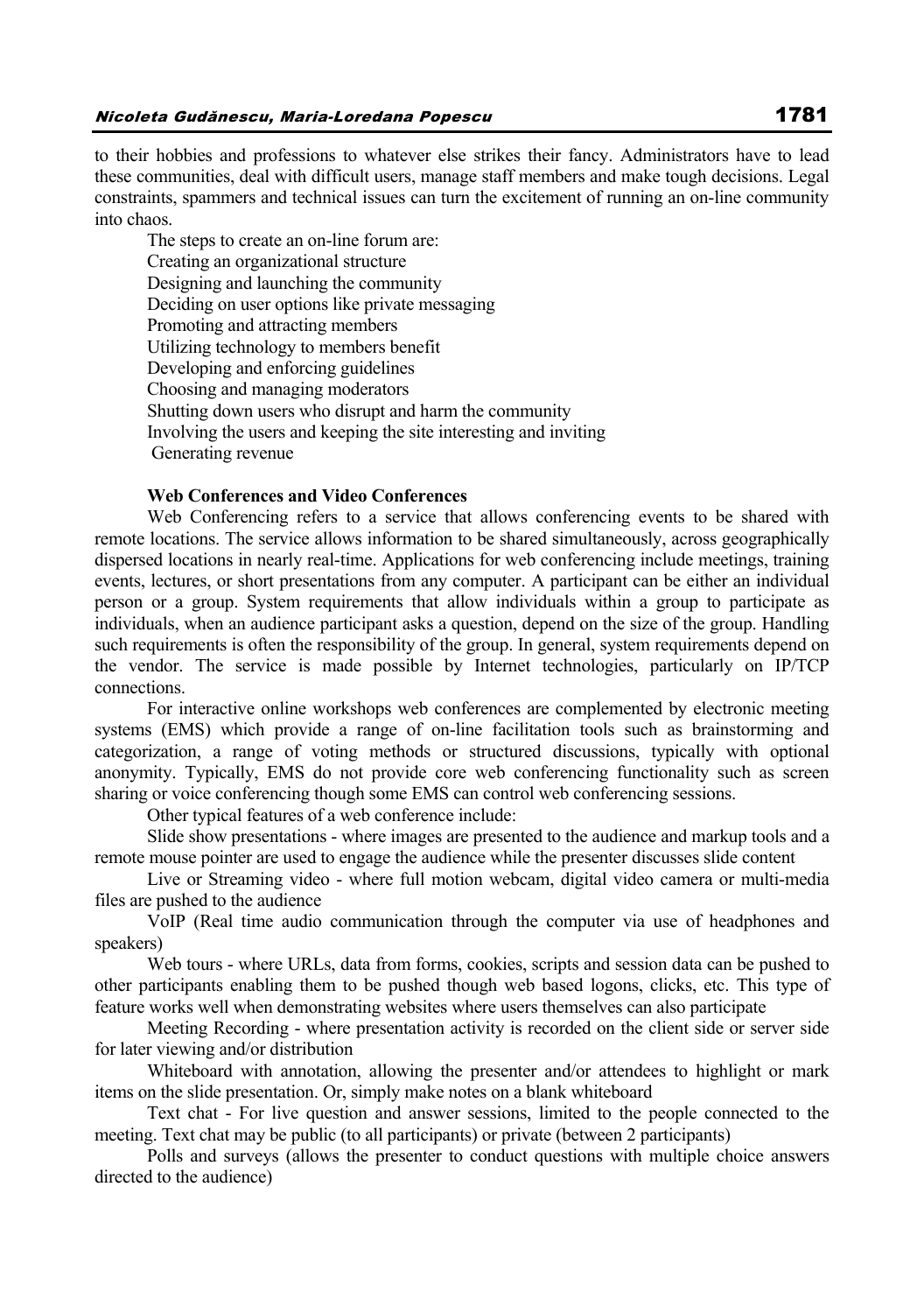to their hobbies and professions to whatever else strikes their fancy. Administrators have to lead these communities, deal with difficult users, manage staff members and make tough decisions. Legal constraints, spammers and technical issues can turn the excitement of running an on-line community into chaos.

The steps to create an on-line forum are:

Creating an organizational structure

Designing and launching the community

Deciding on user options like private messaging

Promoting and attracting members

Utilizing technology to members benefit

Developing and enforcing guidelines

Choosing and managing moderators

Shutting down users who disrupt and harm the community

Involving the users and keeping the site interesting and inviting

Generating revenue

**Web Conferences and Video Conferences**

Web Conferencing refers to a service that allows conferencing events to be shared with remote locations. The service allows information to be shared simultaneously, across geographically dispersed locations in nearly real-time. Applications for web conferencing include meetings, training events, lectures, or short presentations from any computer. A participant can be either an individual person or a group. System requirements that allow individuals within a group to participate as individuals, when an audience participant asks a question, depend on the size of the group. Handling such requirements is often the responsibility of the group. In general, system requirements depend on the vendor. The service is made possible by Internet technologies, particularly on IP/TCP connections.

For interactive online workshops web conferences are complemented by electronic meeting systems (EMS) which provide a range of on-line facilitation tools such as brainstorming and categorization, a range of voting methods or structured discussions, typically with optional anonymity. Typically, EMS do not provide core web conferencing functionality such as screen sharing or voice conferencing though some EMS can control web conferencing sessions.

Other typical features of a web conference include:

Slide show presentations - where images are presented to the audience and markup tools and a remote mouse pointer are used to engage the audience while the presenter discusses slide content

Live or Streaming video - where full motion webcam, digital video camera or multi-media files are pushed to the audience

VoIP (Real time audio communication through the computer via use of headphones and speakers)

Web tours - where URLs, data from forms, cookies, scripts and session data can be pushed to other participants enabling them to be pushed though web based logons, clicks, etc. This type of feature works well when demonstrating websites where users themselves can also participate

Meeting Recording - where presentation activity is recorded on the client side or server side for later viewing and/or distribution

Whiteboard with annotation, allowing the presenter and/or attendees to highlight or mark items on the slide presentation. Or, simply make notes on a blank whiteboard

Text chat - For live question and answer sessions, limited to the people connected to the meeting. Text chat may be public (to all participants) or private (between 2 participants)

Polls and surveys (allows the presenter to conduct questions with multiple choice answers directed to the audience)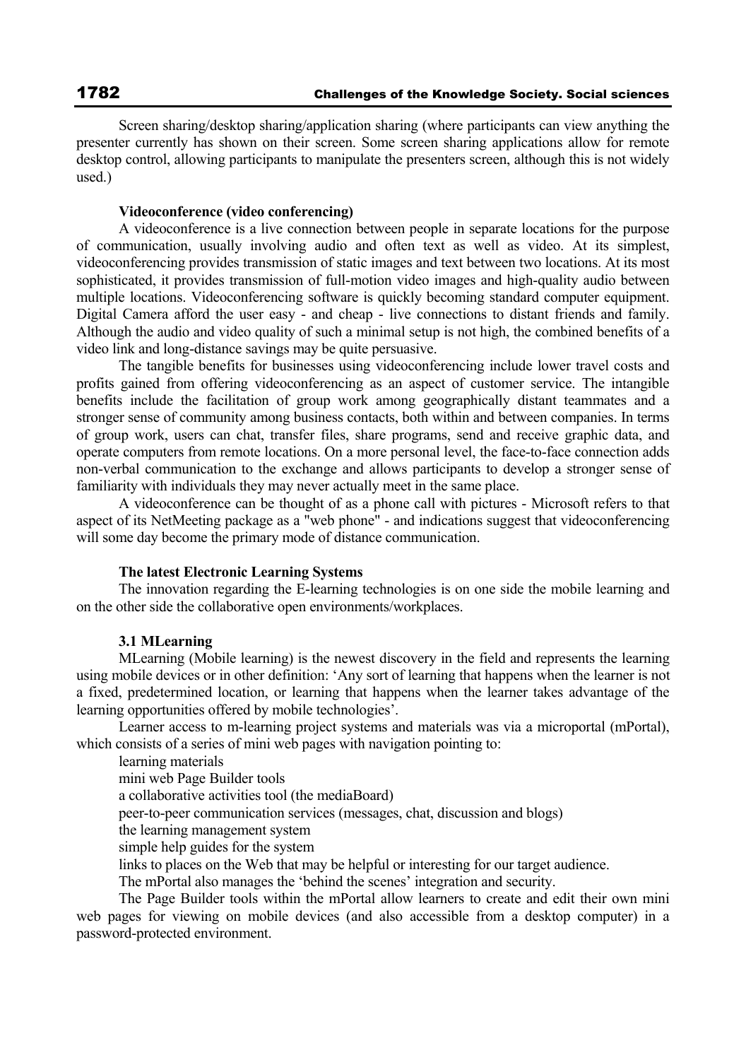Screen sharing/desktop sharing/application sharing (where participants can view anything the presenter currently has shown on their screen. Some screen sharing applications allow for remote desktop control, allowing participants to manipulate the presenters screen, although this is not widely used.)

**Videoconference (video conferencing)**

A videoconference is a live connection between people in separate locations for the purpose of communication, usually involving audio and often text as well as video. At its simplest, videoconferencing provides transmission of static images and text between two locations. At its most sophisticated, it provides transmission of full-motion video images and high-quality audio between multiple locations. Videoconferencing software is quickly becoming standard computer equipment. Digital Camera afford the user easy - and cheap - live connections to distant friends and family. Although the audio and video quality of such a minimal setup is not high, the combined benefits of a video link and long-distance savings may be quite persuasive.

The tangible benefits for businesses using videoconferencing include lower travel costs and profits gained from offering videoconferencing as an aspect of customer service. The intangible benefits include the facilitation of group work among geographically distant teammates and a stronger sense of community among business contacts, both within and between companies. In terms of group work, users can chat, transfer files, share programs, send and receive graphic data, and operate computers from remote locations. On a more personal level, the face-to-face connection adds non-verbal communication to the exchange and allows participants to develop a stronger sense of familiarity with individuals they may never actually meet in the same place.

A videoconference can be thought of as a phone call with pictures - Microsoft refers to that aspect of its NetMeeting package as a "web phone" - and indications suggest that videoconferencing will some day become the primary mode of distance communication.

**The latest Electronic Learning Systems**

The innovation regarding the E-learning technologies is on one side the mobile learning and on the other side the collaborative open environments/workplaces.

**3.1 MLearning**

MLearning (Mobile learning) is the newest discovery in the field and represents the learning using mobile devices or in other definition: 'Any sort of learning that happens when the learner is not a fixed, predetermined location, or learning that happens when the learner takes advantage of the learning opportunities offered by mobile technologies'.

Learner access to m-learning project systems and materials was via a microportal (mPortal), which consists of a series of mini web pages with navigation pointing to:

learning materials

mini web Page Builder tools

a collaborative activities tool (the mediaBoard)

peer-to-peer communication services (messages, chat, discussion and blogs)

the learning management system

simple help guides for the system

links to places on the Web that may be helpful or interesting for our target audience.

The mPortal also manages the 'behind the scenes' integration and security.

The Page Builder tools within the mPortal allow learners to create and edit their own mini web pages for viewing on mobile devices (and also accessible from a desktop computer) in a password-protected environment.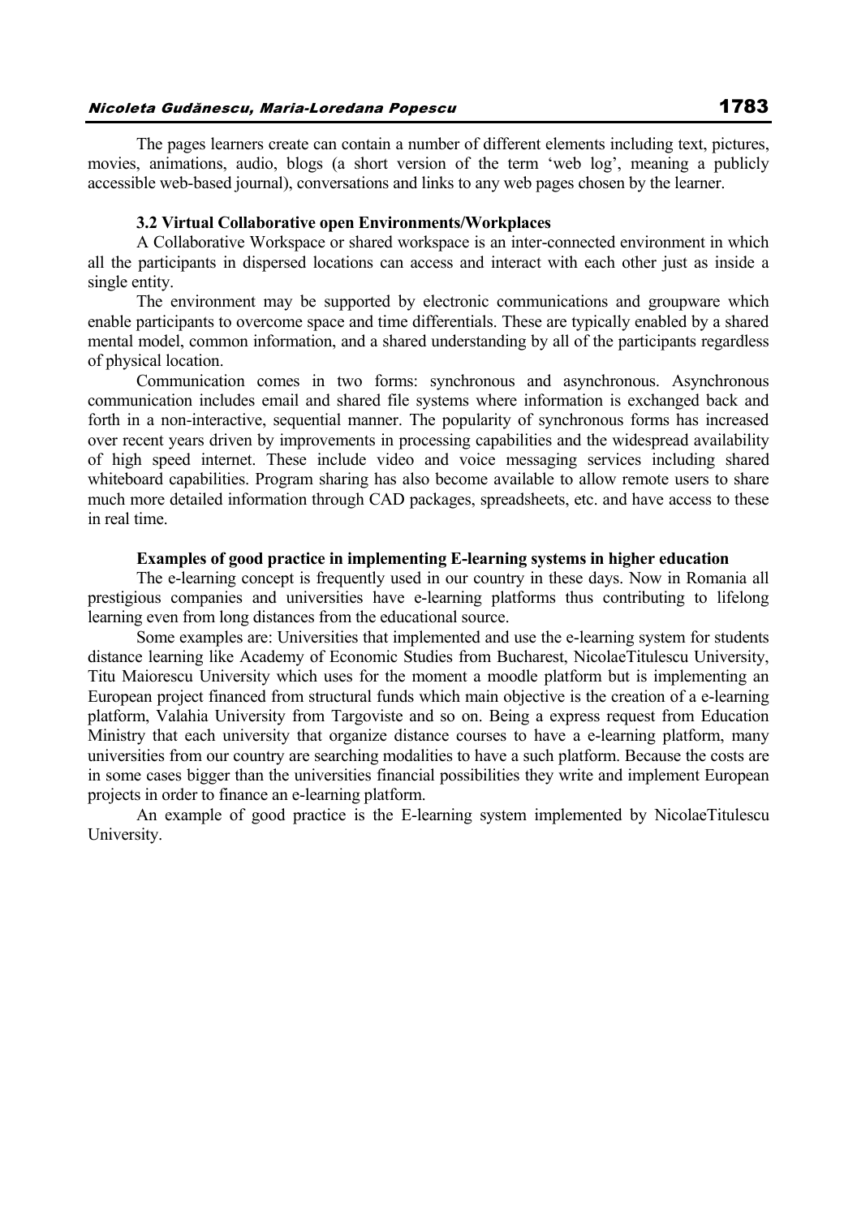The pages learners create can contain a number of different elements including text, pictures, movies, animations, audio, blogs (a short version of the term 'web log', meaning a publicly accessible web-based journal), conversations and links to any web pages chosen by the learner.

### 3.2 Virtual Collaborative open Environments/Workplaces

A Collaborative Workspace or shared workspace is an inter-connected environment in which all the participants in dispersed locations can access and interact with each other just as inside a single entity.

The environment may be supported by electronic communications and groupware which enable participants to overcome space and time differentials. These are typically enabled by a shared mental model, common information, and a shared understanding by all of the participants regardless of physical location.

Communication comes in two forms: synchronous and asynchronous. Asynchronous communication includes email and shared file systems where information is exchanged back and forth in a non-interactive, sequential manner. The popularity of synchronous forms has increased over recent years driven by improvements in processing capabilities and the widespread availability of high speed internet. These include video and voice messaging services including shared whiteboard capabilities. Program sharing has also become available to allow remote users to share much more detailed information through CAD packages, spreadsheets, etc. and have access to these in real time.

### Examples of good practice in implementing E-learning systems in higher education

The e-learning concept is frequently used in our country in these days. Now in Romania all prestigious companies and universities have e-learning platforms thus contributing to lifelong learning even from long distances from the educational source.

Some examples are: Universities that implemented and use the e-learning system for students distance learning like Academy of Economic Studies from Bucharest, NicolaeTitulescu University, Titu Maiorescu University which uses for the moment a moodle platform but is implementing an European project financed from structural funds which main objective is the creation of a e-learning platform, Valahia University from Targoviste and so on. Being a express request from Education Ministry that each university that organize distance courses to have a e-learning platform, many universities from our country are searching modalities to have a such platform. Because the costs are in some cases bigger than the universities financial possibilities they write and implement European projects in order to finance an e-learning platform.

An example of good practice is the E-learning system implemented by NicolaeTitulescu University.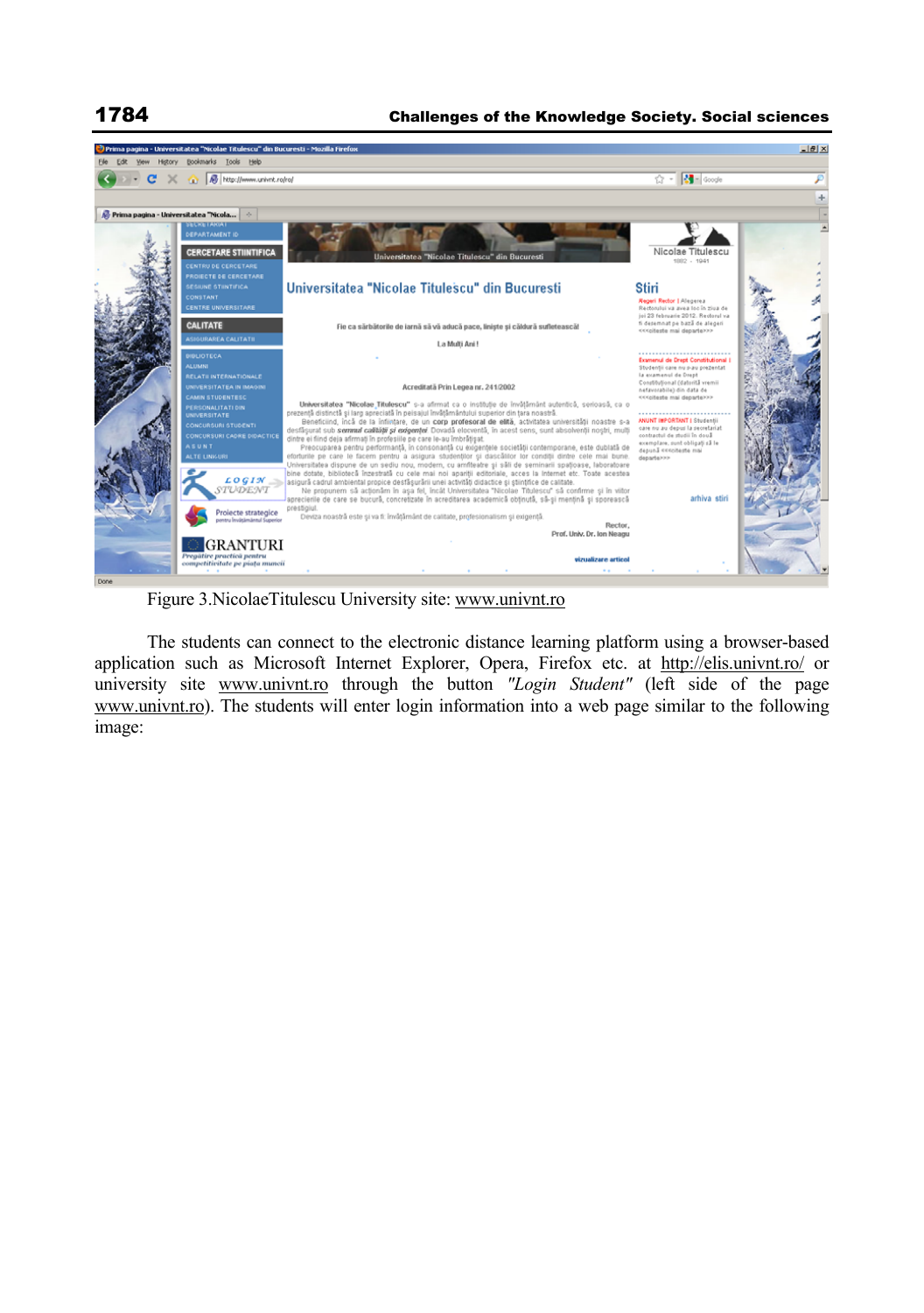Figure 3.NicolaeTitulescu University site: www.univnt.ro

The students can connect to the electronic distance learning platform using a browser-based application such as Microsoft Internet Explorer, Opera, Firefox etc. at http://elis.univnt.ro/ or university site www.univnt.ro through the button *"Login Student"* (left side of the page www.univnt.ro). The students will enter login information into a web page similar to the following image: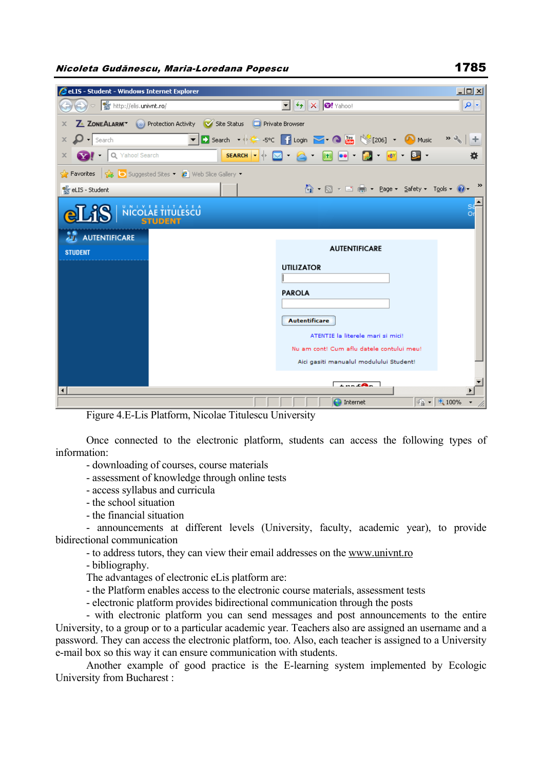Figure 4.E-Lis Platform, Nicolae Titulescu University

Once connected to the electronic platform, students can access the following types of information:

- downloading of courses, course materials
- assessment of knowledge through online tests
- access syllabus and curricula
- the school situation
- the financial situation
- announcements at different levels (University, faculty, academic year), to provide bidirectional communication
- to address tutors, they can view their email addresses on the www.univnt.ro
- bibliography.

The advantages of electronic eLis platform are:

- the Platform enables access to the electronic course materials, assessment tests
- electronic platform provides bidirectional communication through the posts
- with electronic platform you can send messages and post announcements to the entire University, to a group or to a particular academic year. Teachers also are assigned an username and a password. They can access the electronic platform, too. Also, each teacher is assigned to a University e-mail box so this way it can ensure communication with students.

Another example of good practice is the E-learning system implemented by Ecologic University from Bucharest :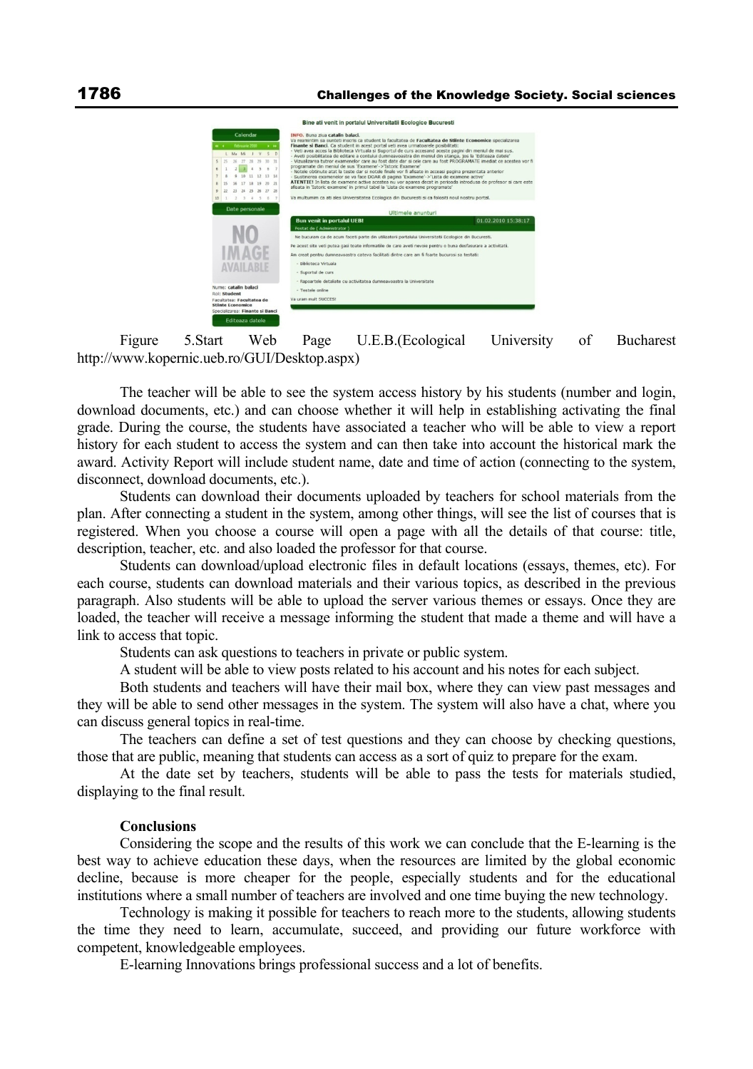Figure 5.Start Web Page U.E.B.(Ecological University of Bucharest http://www.kopernic.ueb.ro/GUI/Desktop.aspx)

The teacher will be able to see the system access history by his students (number and login, download documents, etc.) and can choose whether it will help in establishing activating the final grade. During the course, the students have associated a teacher who will be able to view a report history for each student to access the system and can then take into account the historical mark the award. Activity Report will include student name, date and time of action (connecting to the system, disconnect, download documents, etc.).

Students can download their documents uploaded by teachers for school materials from the plan. After connecting a student in the system, among other things, will see the list of courses that is registered. When you choose a course will open a page with all the details of that course: title, description, teacher, etc. and also loaded the professor for that course.

Students can download/upload electronic files in default locations (essays, themes, etc). For each course, students can download materials and their various topics, as described in the previous paragraph. Also students will be able to upload the server various themes or essays. Once they are loaded, the teacher will receive a message informing the student that made a theme and will have a link to access that topic.

Students can ask questions to teachers in private or public system.

A student will be able to view posts related to his account and his notes for each subject.

Both students and teachers will have their mail box, where they can view past messages and they will be able to send other messages in the system. The system will also have a chat, where you can discuss general topics in real-time.

The teachers can define a set of test questions and they can choose by checking questions, those that are public, meaning that students can access as a sort of quiz to prepare for the exam.

At the date set by teachers, students will be able to pass the tests for materials studied, displaying to the final result.

**Conclusions**

Considering the scope and the results of this work we can conclude that the E-learning is the best way to achieve education these days, when the resources are limited by the global economic decline, because is more cheaper for the people, especially students and for the educational institutions where a small number of teachers are involved and one time buying the new technology.

Technology is making it possible for teachers to reach more to the students, allowing students the time they need to learn, accumulate, succeed, and providing our future workforce with competent, knowledgeable employees.

E-learning Innovations brings professional success and a lot of benefits.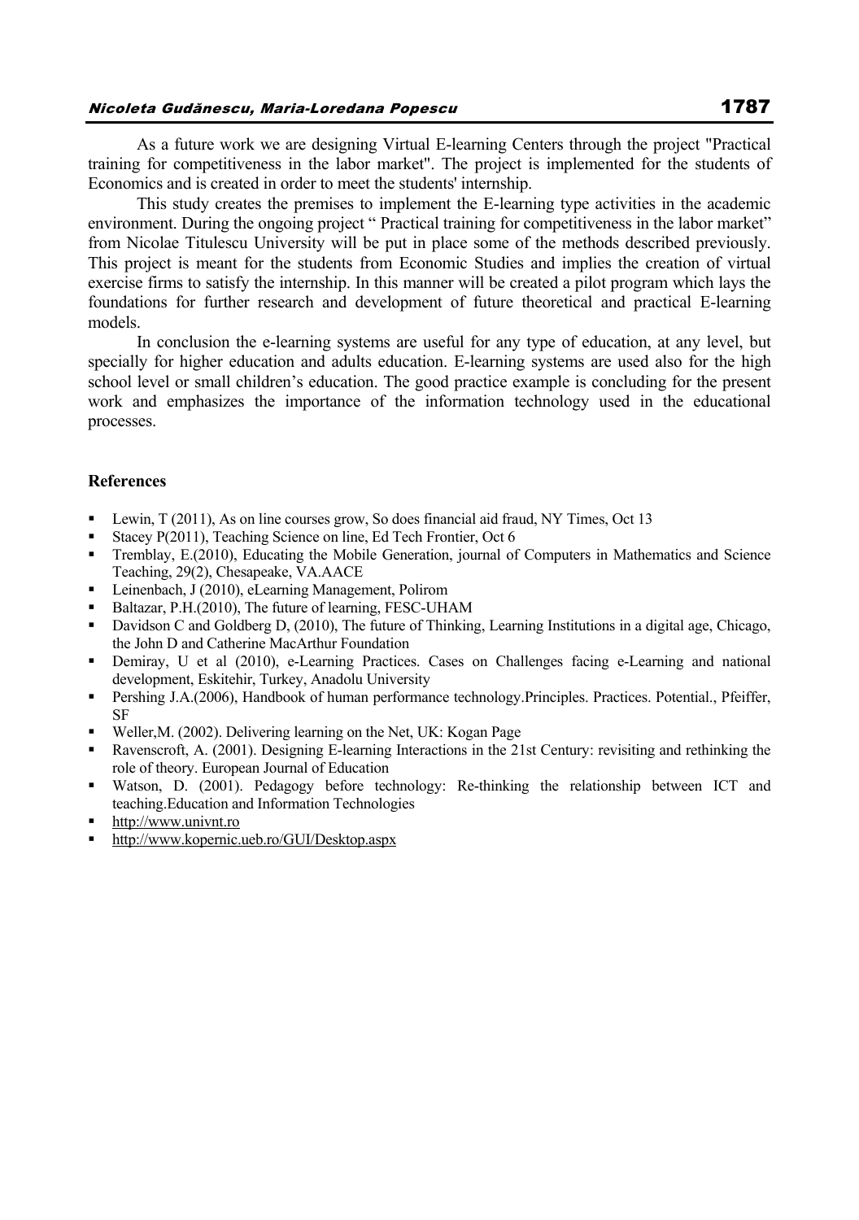As a future work we are designing Virtual E-learning Centers through the project "Practical training for competitiveness in the labor market". The project is implemented for the students of Economics and is created in order to meet the students' internship.

This study creates the premises to implement the E-learning type activities in the academic environment. During the ongoing project " Practical training for competitiveness in the labor market" from Nicolae Titulescu University will be put in place some of the methods described previously. This project is meant for the students from Economic Studies and implies the creation of virtual exercise firms to satisfy the internship. In this manner will be created a pilot program which lays the foundations for further research and development of future theoretical and practical E-learning models.

In conclusion the e-learning systems are useful for any type of education, at any level, but specially for higher education and adults education. E-learning systems are used also for the high school level or small children's education. The good practice example is concluding for the present work and emphasizes the importance of the information technology used in the educational processes.

**References**

- Lewin, T (2011), As on line courses grow, So does financial aid fraud, NY Times, Oct 13
- Stacey P(2011), Teaching Science on line, Ed Tech Frontier, Oct 6
- Tremblay, E.(2010), Educating the Mobile Generation, journal of Computers in Mathematics and Science Teaching, 29(2), Chesapeake, VA.AACE
- Leinenbach, J (2010), eLearning Management, Polirom
- Baltazar, P.H.(2010), The future of learning, FESC-UHAM
- Davidson C and Goldberg D, (2010), The future of Thinking, Learning Institutions in a digital age, Chicago, the John D and Catherine MacArthur Foundation
- Demiray, U et al (2010), e-Learning Practices. Cases on Challenges facing e-Learning and national development, Eskitehir, Turkey, Anadolu University
- Pershing J.A.(2006), Handbook of human performance technology.Principles. Practices. Potential., Pfeiffer, SF
- Weller,M. (2002). Delivering learning on the Net, UK: Kogan Page
- Ravenscroft, A. (2001). Designing E-learning Interactions in the 21st Century: revisiting and rethinking the role of theory. European Journal of Education
- Watson, D. (2001). Pedagogy before technology: Re-thinking the relationship between ICT and teaching.Education and Information Technologies
- http://www.univnt.ro
- http://www.kopernic.ueb.ro/GUI/Desktop.aspx